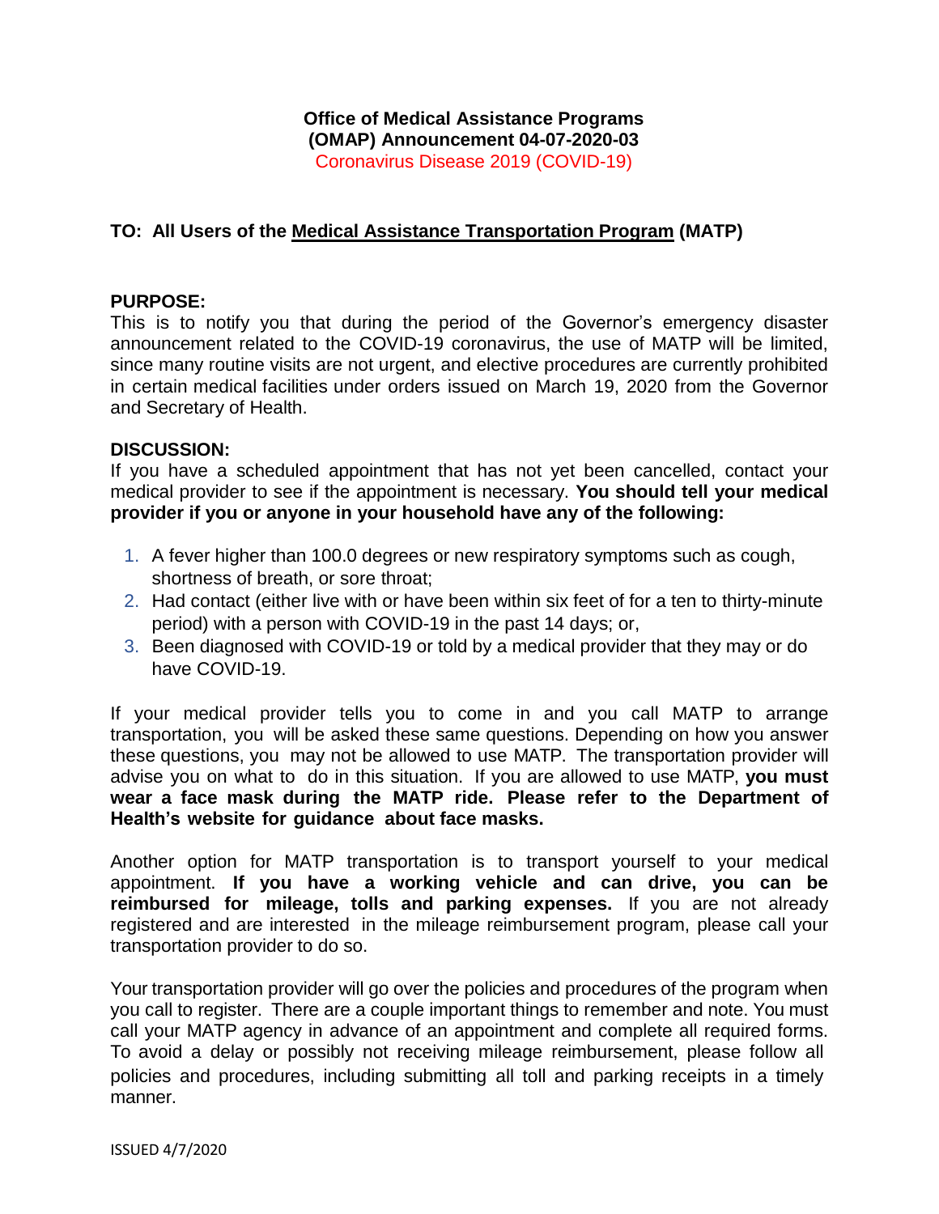**Office of Medical Assistance Programs (OMAP) Announcement 04-07-2020-03**

Coronavirus Disease 2019 (COVID-19)

**TO: All Users of the Medical Assistance Transportation Program (MATP)**

**PURPOSE:**

This is to notify you that during the period of the Governor's emergency disaster announcement related to the COVID-19 coronavirus, the use of MATP will be limited, since many routine visits are not urgent, and elective procedures are currently prohibited in certain medical facilities under orders issued on March 19, 2020 from the Governor and Secretary of Health.

**DISCUSSION:**

If you have a scheduled appointment that has not yet been cancelled, contact your medical provider to see if the appointment is necessary. **You should tell your medical provider if you or anyone in your household have any of the following:**

1. A fever higher than 100.0 degrees or new respiratory symptoms such as cough, shortness of breath, or sore throat;
2. Had contact (either live with or have been within six feet of for a ten to thirty-minute period) with a person with COVID-19 in the past 14 days; or,
3. Been diagnosed with COVID-19 or told by a medical provider that they may or do have COVID-19.

If your medical provider tells you to come in and you call MATP to arrange transportation, you will be asked these same questions. Depending on how you answer these questions, you may not be allowed to use MATP. The transportation provider will advise you on what to do in this situation. If you are allowed to use MATP, **you must wear a face mask during the MATP ride. Please refer to the Department of Health's website for guidance about face masks.**

Another option for MATP transportation is to transport yourself to your medical appointment. **If you have a working vehicle and can drive, you can be reimbursed for mileage, tolls and parking expenses.** If you are not already registered and are interested in the mileage reimbursement program, please call your transportation provider to do so.

Your transportation provider will go over the policies and procedures of the program when you call to register. There are a couple important things to remember and note. You must call your MATP agency in advance of an appointment and complete all required forms. To avoid a delay or possibly not receiving mileage reimbursement, please follow all policies and procedures, including submitting all toll and parking receipts in a timely manner.

ISSUED 4/7/2020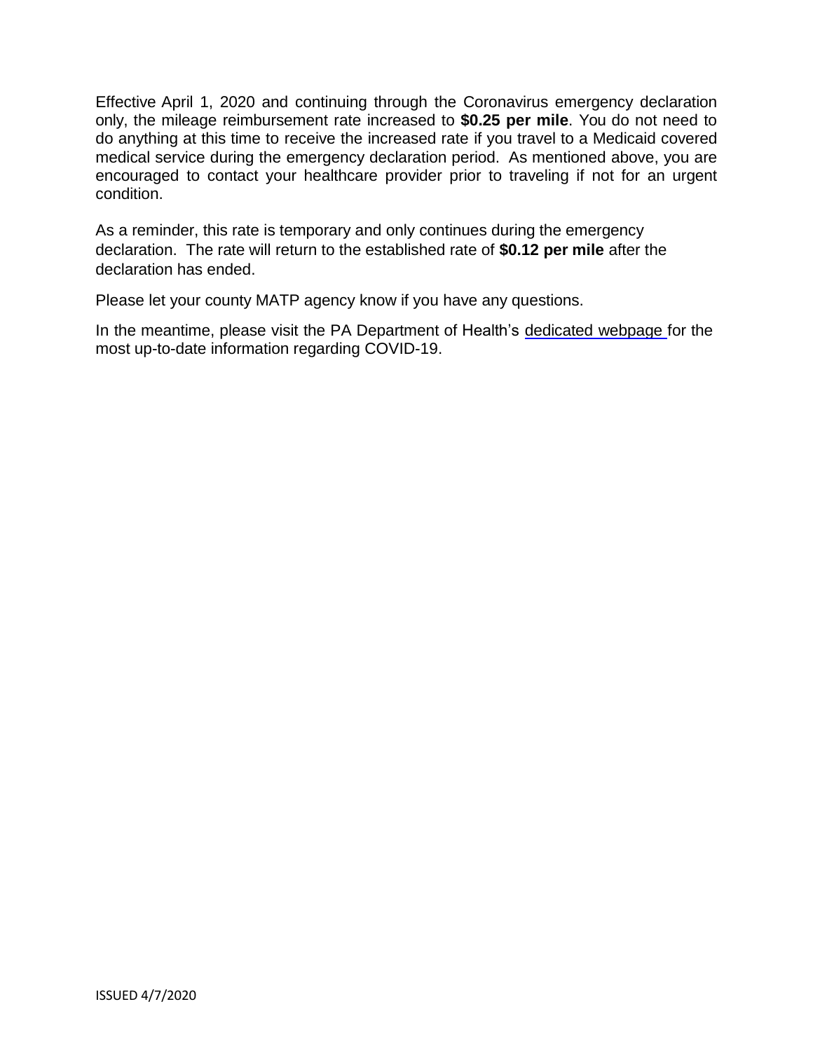Effective April 1, 2020 and continuing through the Coronavirus emergency declaration only, the mileage reimbursement rate increased to **$0.25 per mile**. You do not need to do anything at this time to receive the increased rate if you travel to a Medicaid covered medical service during the emergency declaration period. As mentioned above, you are encouraged to contact your healthcare provider prior to traveling if not for an urgent condition.

As a reminder, this rate is temporary and only continues during the emergency declaration. The rate will return to the established rate of **$0.12 per mile** after the declaration has ended.

Please let your county MATP agency know if you have any questions.

In the meantime, please visit the PA Department of Health's dedicated webpage for the most up-to-date information regarding COVID-19.

ISSUED 4/7/2020